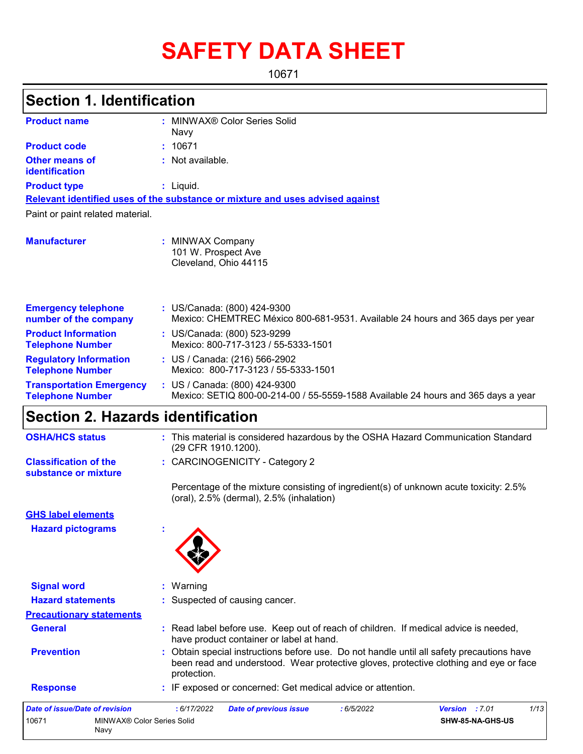# SAFETY DATA SHEET

10671

## Section 1. Identification

| | |
|---|---|
| **Product name** | : MINWAX® Color Series Solid Navy |
| **Product code** | : 10671 |
| **Other means of identification** | : Not available. |
| **Product type** | : Liquid. |

**Relevant identified uses of the substance or mixture and uses advised against**

Paint or paint related material.

| | |
|---|---|
| **Manufacturer** | : MINWAX Company<br>101 W. Prospect Ave<br>Cleveland, Ohio 44115 |
| **Emergency telephone number of the company** | : US/Canada: (800) 424-9300<br>Mexico: CHEMTREC México 800-681-9531. Available 24 hours and 365 days per year |
| **Product Information Telephone Number** | : US/Canada: (800) 523-9299<br>Mexico: 800-717-3123 / 55-5333-1501 |
| **Regulatory Information Telephone Number** | : US / Canada: (216) 566-2902<br>Mexico: 800-717-3123 / 55-5333-1501 |
| **Transportation Emergency Telephone Number** | : US / Canada: (800) 424-9300<br>Mexico: SETIQ 800-00-214-00 / 55-5559-1588 Available 24 hours and 365 days a year |

## Section 2. Hazards identification

| | |
|---|---|
| **OSHA/HCS status** | : This material is considered hazardous by the OSHA Hazard Communication Standard (29 CFR 1910.1200). |
| **Classification of the substance or mixture** | : CARCINOGENICITY - Category 2 |

Percentage of the mixture consisting of ingredient(s) of unknown acute toxicity: 2.5% (oral), 2.5% (dermal), 2.5% (inhalation)

**GHS label elements**

**Hazard pictograms** :

| | |
|---|---|
| **Signal word** | : Warning |
| **Hazard statements** | : Suspected of causing cancer. |

**Precautionary statements**

| | |
|---|---|
| **General** | : Read label before use. Keep out of reach of children. If medical advice is needed, have product container or label at hand. |
| **Prevention** | : Obtain special instructions before use. Do not handle until all safety precautions have been read and understood. Wear protective gloves, protective clothing and eye or face protection. |
| **Response** | : IF exposed or concerned: Get medical advice or attention. |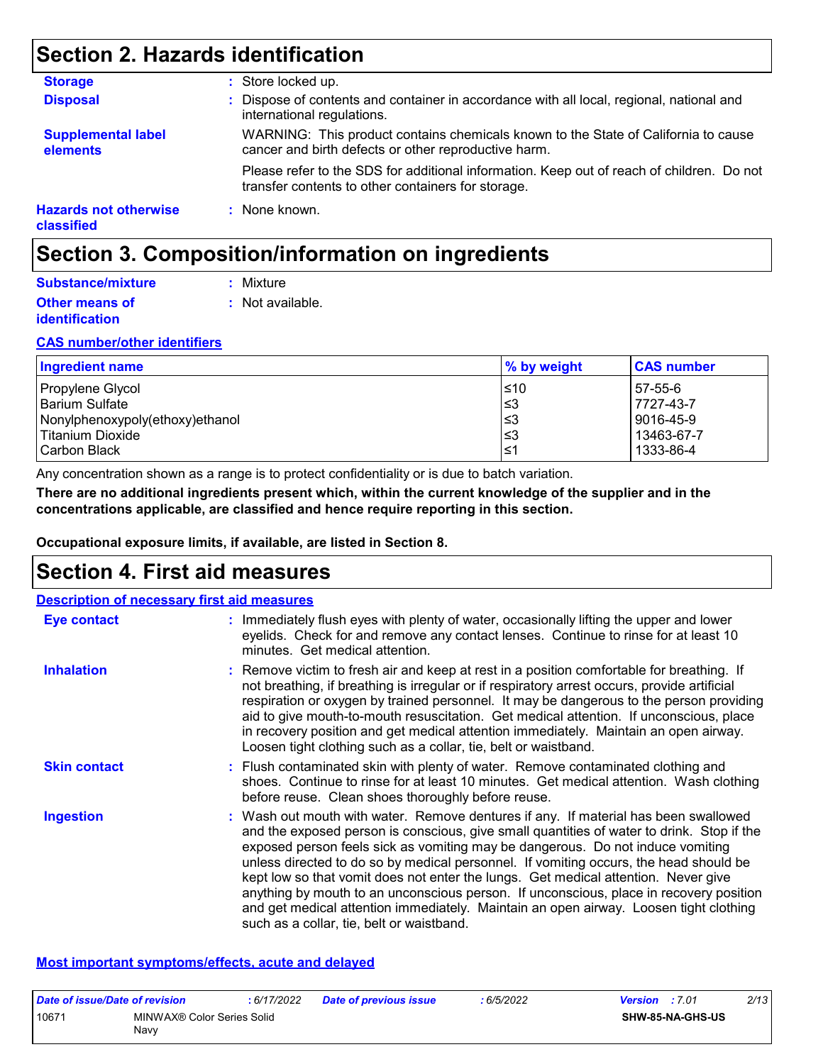## Section 2. Hazards identification

**Storage** : Store locked up.

**Disposal** : Dispose of contents and container in accordance with all local, regional, national and international regulations.

**Supplemental label elements** WARNING: This product contains chemicals known to the State of California to cause cancer and birth defects or other reproductive harm.

Please refer to the SDS for additional information. Keep out of reach of children. Do not transfer contents to other containers for storage.

**Hazards not otherwise classified** : None known.

## Section 3. Composition/information on ingredients

**Substance/mixture** : Mixture

**Other means of identification** : Not available.

**CAS number/other identifiers**

| Ingredient name | % by weight | CAS number |
|---|---|---|
| Propylene Glycol | ≤10 | 57-55-6 |
| Barium Sulfate | ≤3 | 7727-43-7 |
| Nonylphenoxypoly(ethoxy)ethanol | ≤3 | 9016-45-9 |
| Titanium Dioxide | ≤3 | 13463-67-7 |
| Carbon Black | ≤1 | 1333-86-4 |

Any concentration shown as a range is to protect confidentiality or is due to batch variation.

**There are no additional ingredients present which, within the current knowledge of the supplier and in the concentrations applicable, are classified and hence require reporting in this section.**

**Occupational exposure limits, if available, are listed in Section 8.**

## Section 4. First aid measures

**Description of necessary first aid measures**

**Eye contact** : Immediately flush eyes with plenty of water, occasionally lifting the upper and lower eyelids. Check for and remove any contact lenses. Continue to rinse for at least 10 minutes. Get medical attention.

**Inhalation** : Remove victim to fresh air and keep at rest in a position comfortable for breathing. If not breathing, if breathing is irregular or if respiratory arrest occurs, provide artificial respiration or oxygen by trained personnel. It may be dangerous to the person providing aid to give mouth-to-mouth resuscitation. Get medical attention. If unconscious, place in recovery position and get medical attention immediately. Maintain an open airway. Loosen tight clothing such as a collar, tie, belt or waistband.

**Skin contact** : Flush contaminated skin with plenty of water. Remove contaminated clothing and shoes. Continue to rinse for at least 10 minutes. Get medical attention. Wash clothing before reuse. Clean shoes thoroughly before reuse.

**Ingestion** : Wash out mouth with water. Remove dentures if any. If material has been swallowed and the exposed person is conscious, give small quantities of water to drink. Stop if the exposed person feels sick as vomiting may be dangerous. Do not induce vomiting unless directed to do so by medical personnel. If vomiting occurs, the head should be kept low so that vomit does not enter the lungs. Get medical attention. Never give anything by mouth to an unconscious person. If unconscious, place in recovery position and get medical attention immediately. Maintain an open airway. Loosen tight clothing such as a collar, tie, belt or waistband.

**Most important symptoms/effects, acute and delayed**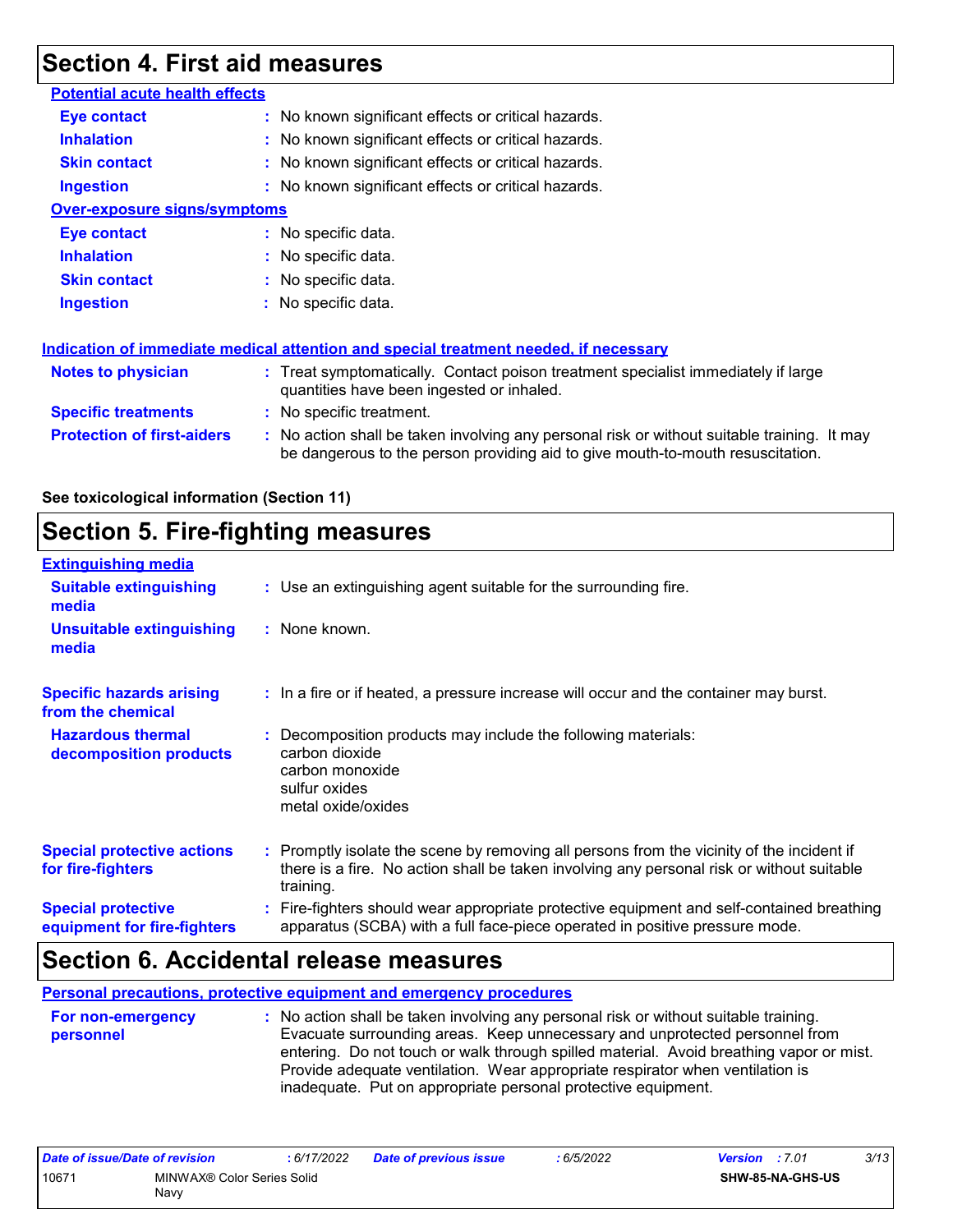## Section 4. First aid measures

**Potential acute health effects**

| | |
|---|---|
| **Eye contact** | : No known significant effects or critical hazards. |
| **Inhalation** | : No known significant effects or critical hazards. |
| **Skin contact** | : No known significant effects or critical hazards. |
| **Ingestion** | : No known significant effects or critical hazards. |

**Over-exposure signs/symptoms**

| | |
|---|---|
| **Eye contact** | : No specific data. |
| **Inhalation** | : No specific data. |
| **Skin contact** | : No specific data. |
| **Ingestion** | : No specific data. |

**Indication of immediate medical attention and special treatment needed, if necessary**

| | |
|---|---|
| **Notes to physician** | : Treat symptomatically. Contact poison treatment specialist immediately if large quantities have been ingested or inhaled. |
| **Specific treatments** | : No specific treatment. |
| **Protection of first-aiders** | : No action shall be taken involving any personal risk or without suitable training. It may be dangerous to the person providing aid to give mouth-to-mouth resuscitation. |

**See toxicological information (Section 11)**

## Section 5. Fire-fighting measures

**Extinguishing media**

| | |
|---|---|
| **Suitable extinguishing media** | : Use an extinguishing agent suitable for the surrounding fire. |
| **Unsuitable extinguishing media** | : None known. |
| **Specific hazards arising from the chemical** | : In a fire or if heated, a pressure increase will occur and the container may burst. |
| **Hazardous thermal decomposition products** | : Decomposition products may include the following materials: carbon dioxide, carbon monoxide, sulfur oxides, metal oxide/oxides |
| **Special protective actions for fire-fighters** | : Promptly isolate the scene by removing all persons from the vicinity of the incident if there is a fire. No action shall be taken involving any personal risk or without suitable training. |
| **Special protective equipment for fire-fighters** | : Fire-fighters should wear appropriate protective equipment and self-contained breathing apparatus (SCBA) with a full face-piece operated in positive pressure mode. |

## Section 6. Accidental release measures

**Personal precautions, protective equipment and emergency procedures**

| | |
|---|---|
| **For non-emergency personnel** | : No action shall be taken involving any personal risk or without suitable training. Evacuate surrounding areas. Keep unnecessary and unprotected personnel from entering. Do not touch or walk through spilled material. Avoid breathing vapor or mist. Provide adequate ventilation. Wear appropriate respirator when ventilation is inadequate. Put on appropriate personal protective equipment. |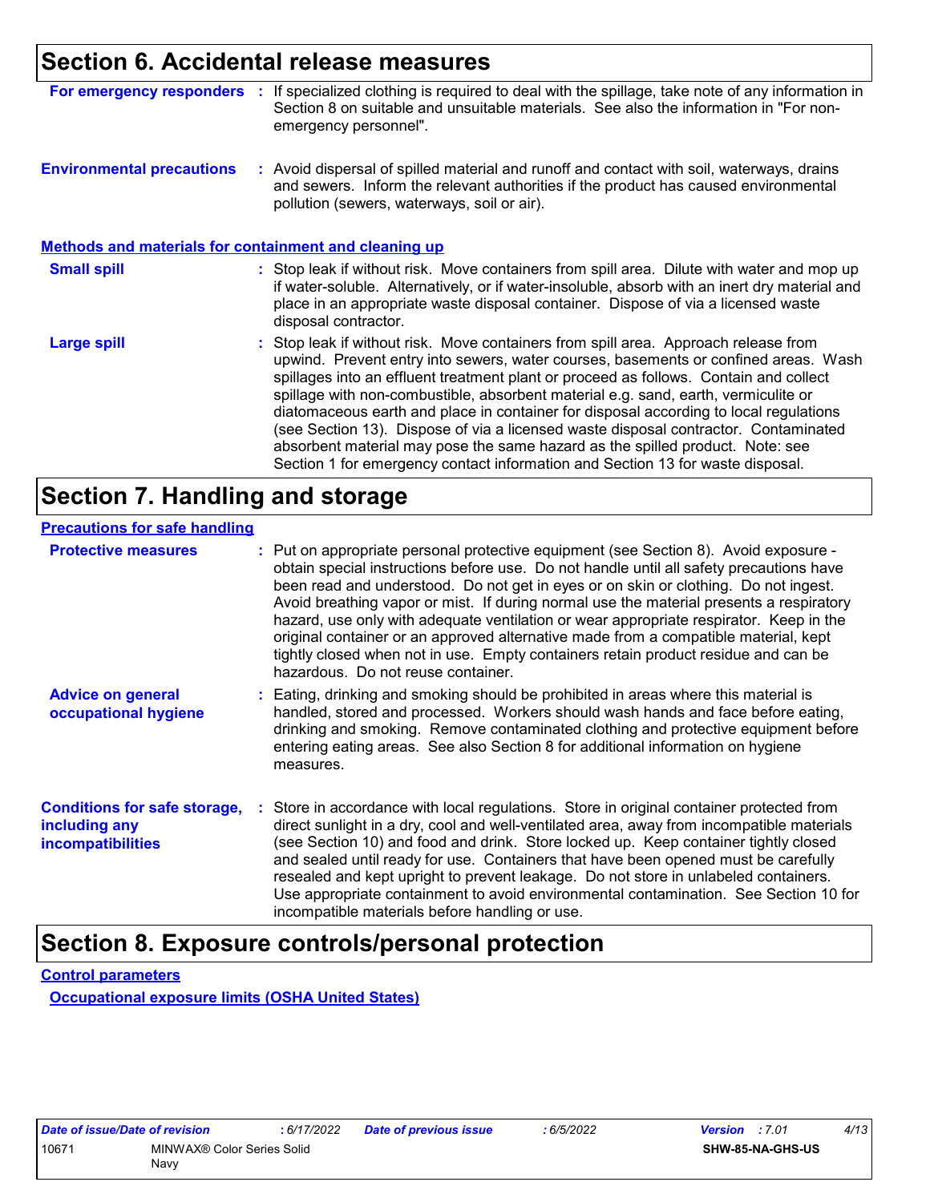## Section 6. Accidental release measures

**For emergency responders** : If specialized clothing is required to deal with the spillage, take note of any information in Section 8 on suitable and unsuitable materials. See also the information in "For non-emergency personnel".

**Environmental precautions** : Avoid dispersal of spilled material and runoff and contact with soil, waterways, drains and sewers. Inform the relevant authorities if the product has caused environmental pollution (sewers, waterways, soil or air).

### Methods and materials for containment and cleaning up

**Small spill** : Stop leak if without risk. Move containers from spill area. Dilute with water and mop up if water-soluble. Alternatively, or if water-insoluble, absorb with an inert dry material and place in an appropriate waste disposal container. Dispose of via a licensed waste disposal contractor.

**Large spill** : Stop leak if without risk. Move containers from spill area. Approach release from upwind. Prevent entry into sewers, water courses, basements or confined areas. Wash spillages into an effluent treatment plant or proceed as follows. Contain and collect spillage with non-combustible, absorbent material e.g. sand, earth, vermiculite or diatomaceous earth and place in container for disposal according to local regulations (see Section 13). Dispose of via a licensed waste disposal contractor. Contaminated absorbent material may pose the same hazard as the spilled product. Note: see Section 1 for emergency contact information and Section 13 for waste disposal.

## Section 7. Handling and storage

### Precautions for safe handling

**Protective measures** : Put on appropriate personal protective equipment (see Section 8). Avoid exposure - obtain special instructions before use. Do not handle until all safety precautions have been read and understood. Do not get in eyes or on skin or clothing. Do not ingest. Avoid breathing vapor or mist. If during normal use the material presents a respiratory hazard, use only with adequate ventilation or wear appropriate respirator. Keep in the original container or an approved alternative made from a compatible material, kept tightly closed when not in use. Empty containers retain product residue and can be hazardous. Do not reuse container.

**Advice on general occupational hygiene** : Eating, drinking and smoking should be prohibited in areas where this material is handled, stored and processed. Workers should wash hands and face before eating, drinking and smoking. Remove contaminated clothing and protective equipment before entering eating areas. See also Section 8 for additional information on hygiene measures.

**Conditions for safe storage, including any incompatibilities** : Store in accordance with local regulations. Store in original container protected from direct sunlight in a dry, cool and well-ventilated area, away from incompatible materials (see Section 10) and food and drink. Store locked up. Keep container tightly closed and sealed until ready for use. Containers that have been opened must be carefully resealed and kept upright to prevent leakage. Do not store in unlabeled containers. Use appropriate containment to avoid environmental contamination. See Section 10 for incompatible materials before handling or use.

## Section 8. Exposure controls/personal protection

### Control parameters

#### Occupational exposure limits (OSHA United States)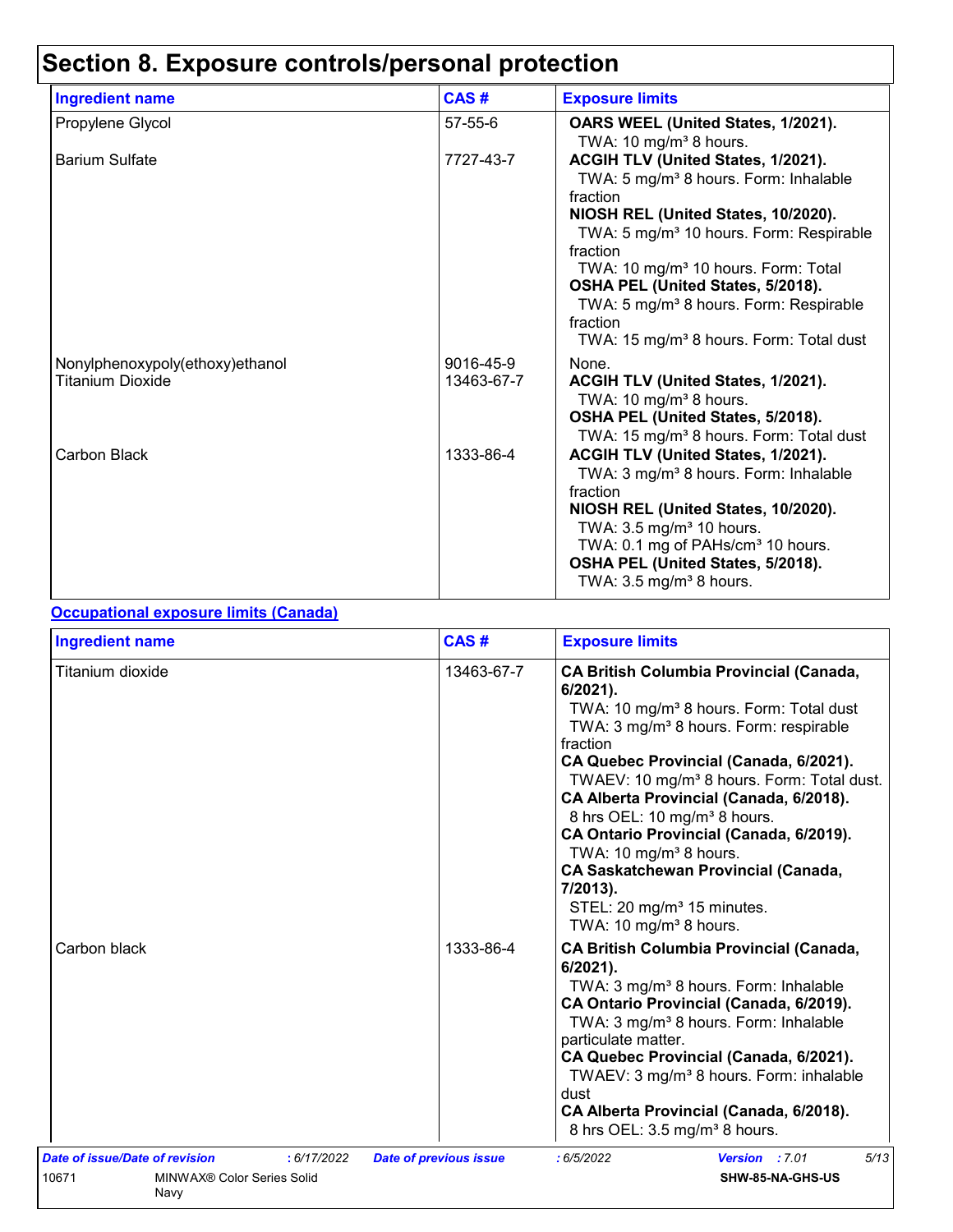# Section 8. Exposure controls/personal protection

| Ingredient name | CAS # | Exposure limits |
|---|---|---|
| Propylene Glycol | 57-55-6 | **OARS WEEL (United States, 1/2021).**<br>TWA: 10 mg/m³ 8 hours. |
| Barium Sulfate | 7727-43-7 | **ACGIH TLV (United States, 1/2021).**<br>TWA: 5 mg/m³ 8 hours. Form: Inhalable fraction<br>**NIOSH REL (United States, 10/2020).**<br>TWA: 5 mg/m³ 10 hours. Form: Respirable fraction<br>TWA: 10 mg/m³ 10 hours. Form: Total<br>**OSHA PEL (United States, 5/2018).**<br>TWA: 5 mg/m³ 8 hours. Form: Respirable fraction<br>TWA: 15 mg/m³ 8 hours. Form: Total dust |
| Nonylphenoxypoly(ethoxy)ethanol | 9016-45-9 | None. |
| Titanium Dioxide | 13463-67-7 | **ACGIH TLV (United States, 1/2021).**<br>TWA: 10 mg/m³ 8 hours.<br>**OSHA PEL (United States, 5/2018).**<br>TWA: 15 mg/m³ 8 hours. Form: Total dust |
| Carbon Black | 1333-86-4 | **ACGIH TLV (United States, 1/2021).**<br>TWA: 3 mg/m³ 8 hours. Form: Inhalable fraction<br>**NIOSH REL (United States, 10/2020).**<br>TWA: 3.5 mg/m³ 10 hours.<br>TWA: 0.1 mg of PAHs/cm³ 10 hours.<br>**OSHA PEL (United States, 5/2018).**<br>TWA: 3.5 mg/m³ 8 hours. |

**Occupational exposure limits (Canada)**

| Ingredient name | CAS # | Exposure limits |
|---|---|---|
| Titanium dioxide | 13463-67-7 | **CA British Columbia Provincial (Canada, 6/2021).**<br>TWA: 10 mg/m³ 8 hours. Form: Total dust<br>TWA: 3 mg/m³ 8 hours. Form: respirable fraction<br>**CA Quebec Provincial (Canada, 6/2021).**<br>TWAEV: 10 mg/m³ 8 hours. Form: Total dust.<br>**CA Alberta Provincial (Canada, 6/2018).**<br>8 hrs OEL: 10 mg/m³ 8 hours.<br>**CA Ontario Provincial (Canada, 6/2019).**<br>TWA: 10 mg/m³ 8 hours.<br>**CA Saskatchewan Provincial (Canada, 7/2013).**<br>STEL: 20 mg/m³ 15 minutes.<br>TWA: 10 mg/m³ 8 hours. |
| Carbon black | 1333-86-4 | **CA British Columbia Provincial (Canada, 6/2021).**<br>TWA: 3 mg/m³ 8 hours. Form: Inhalable<br>**CA Ontario Provincial (Canada, 6/2019).**<br>TWA: 3 mg/m³ 8 hours. Form: Inhalable particulate matter.<br>**CA Quebec Provincial (Canada, 6/2021).**<br>TWAEV: 3 mg/m³ 8 hours. Form: inhalable dust<br>**CA Alberta Provincial (Canada, 6/2018).**<br>8 hrs OEL: 3.5 mg/m³ 8 hours. |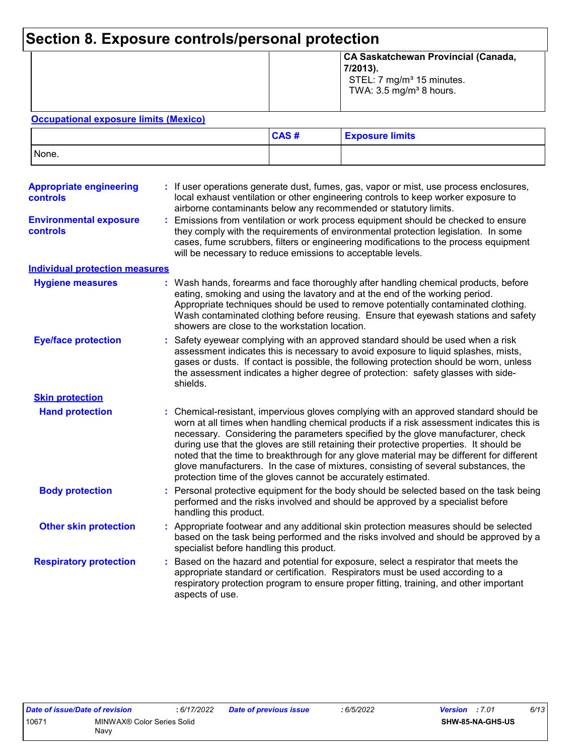## Section 8. Exposure controls/personal protection

| | | |
|---|---|---|
| | | **CA Saskatchewan Provincial (Canada, 7/2013).**<br>STEL: 7 mg/m³ 15 minutes.<br>TWA: 3.5 mg/m³ 8 hours. |

**Occupational exposure limits (Mexico)**

| | CAS # | Exposure limits |
|---|---|---|
| None. | | |

**Appropriate engineering controls** : If user operations generate dust, fumes, gas, vapor or mist, use process enclosures, local exhaust ventilation or other engineering controls to keep worker exposure to airborne contaminants below any recommended or statutory limits.

**Environmental exposure controls** : Emissions from ventilation or work process equipment should be checked to ensure they comply with the requirements of environmental protection legislation. In some cases, fume scrubbers, filters or engineering modifications to the process equipment will be necessary to reduce emissions to acceptable levels.

**Individual protection measures**

**Hygiene measures** : Wash hands, forearms and face thoroughly after handling chemical products, before eating, smoking and using the lavatory and at the end of the working period. Appropriate techniques should be used to remove potentially contaminated clothing. Wash contaminated clothing before reusing. Ensure that eyewash stations and safety showers are close to the workstation location.

**Eye/face protection** : Safety eyewear complying with an approved standard should be used when a risk assessment indicates this is necessary to avoid exposure to liquid splashes, mists, gases or dusts. If contact is possible, the following protection should be worn, unless the assessment indicates a higher degree of protection: safety glasses with side-shields.

**Skin protection**

**Hand protection** : Chemical-resistant, impervious gloves complying with an approved standard should be worn at all times when handling chemical products if a risk assessment indicates this is necessary. Considering the parameters specified by the glove manufacturer, check during use that the gloves are still retaining their protective properties. It should be noted that the time to breakthrough for any glove material may be different for different glove manufacturers. In the case of mixtures, consisting of several substances, the protection time of the gloves cannot be accurately estimated.

**Body protection** : Personal protective equipment for the body should be selected based on the task being performed and the risks involved and should be approved by a specialist before handling this product.

**Other skin protection** : Appropriate footwear and any additional skin protection measures should be selected based on the task being performed and the risks involved and should be approved by a specialist before handling this product.

**Respiratory protection** : Based on the hazard and potential for exposure, select a respirator that meets the appropriate standard or certification. Respirators must be used according to a respiratory protection program to ensure proper fitting, training, and other important aspects of use.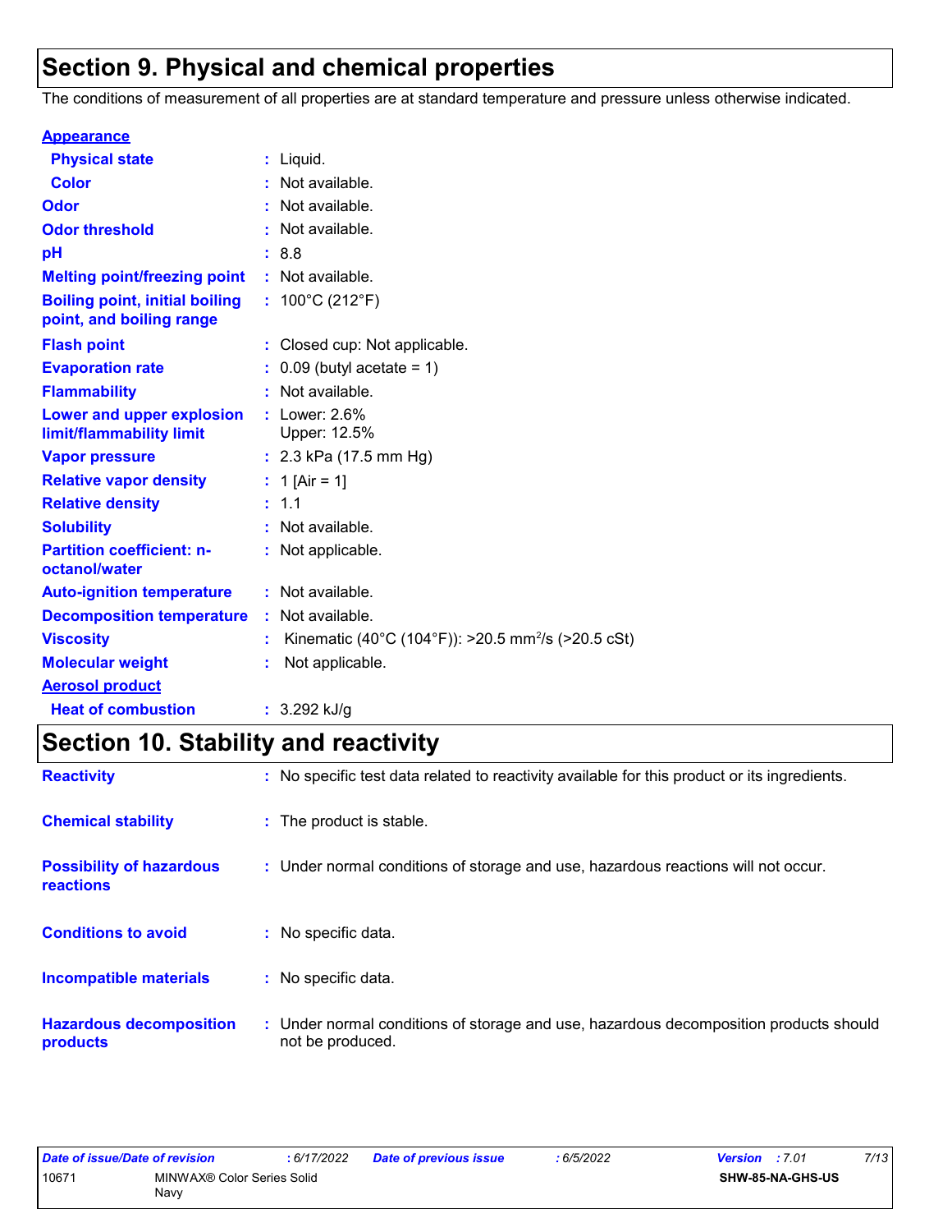## Section 9. Physical and chemical properties

The conditions of measurement of all properties are at standard temperature and pressure unless otherwise indicated.

**Appearance**

| | |
|---|---|
| **Physical state** | : Liquid. |
| **Color** | : Not available. |
| **Odor** | : Not available. |
| **Odor threshold** | : Not available. |
| **pH** | : 8.8 |
| **Melting point/freezing point** | : Not available. |
| **Boiling point, initial boiling point, and boiling range** | : 100°C (212°F) |
| **Flash point** | : Closed cup: Not applicable. |
| **Evaporation rate** | : 0.09 (butyl acetate = 1) |
| **Flammability** | : Not available. |
| **Lower and upper explosion limit/flammability limit** | : Lower: 2.6%<br>Upper: 12.5% |
| **Vapor pressure** | : 2.3 kPa (17.5 mm Hg) |
| **Relative vapor density** | : 1 [Air = 1] |
| **Relative density** | : 1.1 |
| **Solubility** | : Not available. |
| **Partition coefficient: n-octanol/water** | : Not applicable. |
| **Auto-ignition temperature** | : Not available. |
| **Decomposition temperature** | : Not available. |
| **Viscosity** | : Kinematic (40°C (104°F)): >20.5 $mm^2/s$ (>20.5 cSt) |
| **Molecular weight** | : Not applicable. |

**Aerosol product**

| | |
|---|---|
| **Heat of combustion** | : 3.292 kJ/g |

## Section 10. Stability and reactivity

| | |
|---|---|
| **Reactivity** | : No specific test data related to reactivity available for this product or its ingredients. |
| **Chemical stability** | : The product is stable. |
| **Possibility of hazardous reactions** | : Under normal conditions of storage and use, hazardous reactions will not occur. |
| **Conditions to avoid** | : No specific data. |
| **Incompatible materials** | : No specific data. |
| **Hazardous decomposition products** | : Under normal conditions of storage and use, hazardous decomposition products should not be produced. |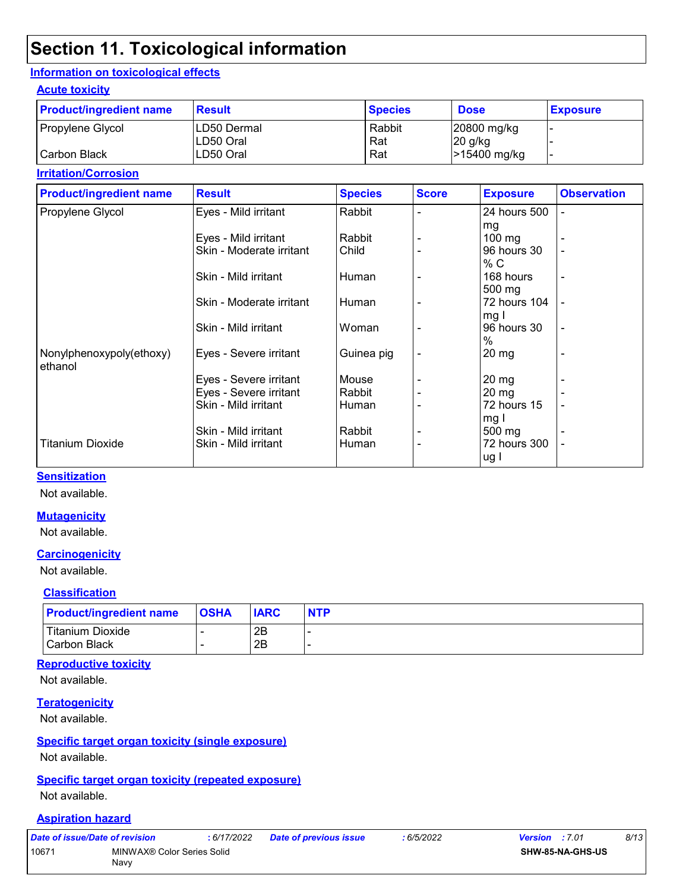# Section 11. Toxicological information

## Information on toxicological effects

### Acute toxicity

| Product/ingredient name | Result | Species | Dose | Exposure |
|---|---|---|---|---|
| Propylene Glycol | LD50 Dermal | Rabbit | 20800 mg/kg | - |
| | LD50 Oral | Rat | 20 g/kg | - |
| Carbon Black | LD50 Oral | Rat | >15400 mg/kg | - |

### Irritation/Corrosion

| Product/ingredient name | Result | Species | Score | Exposure | Observation |
|---|---|---|---|---|---|
| Propylene Glycol | Eyes - Mild irritant | Rabbit | - | 24 hours 500 mg | - |
| | Eyes - Mild irritant | Rabbit | - | 100 mg | - |
| | Skin - Moderate irritant | Child | - | 96 hours 30 % C | - |
| | Skin - Mild irritant | Human | - | 168 hours 500 mg | - |
| | Skin - Moderate irritant | Human | - | 72 hours 104 mg I | - |
| | Skin - Mild irritant | Woman | - | 96 hours 30 % | - |
| Nonylphenoxypoly(ethoxy) ethanol | Eyes - Severe irritant | Guinea pig | - | 20 mg | - |
| | Eyes - Severe irritant | Mouse | - | 20 mg | - |
| | Eyes - Severe irritant | Rabbit | - | 20 mg | - |
| | Skin - Mild irritant | Human | - | 72 hours 15 mg I | - |
| | Skin - Mild irritant | Rabbit | - | 500 mg | - |
| Titanium Dioxide | Skin - Mild irritant | Human | - | 72 hours 300 ug I | - |

### Sensitization

Not available.

### Mutagenicity

Not available.

### Carcinogenicity

Not available.

#### Classification

| Product/ingredient name | OSHA | IARC | NTP |
|---|---|---|---|
| Titanium Dioxide | - | 2B | - |
| Carbon Black | - | 2B | - |

### Reproductive toxicity

Not available.

### Teratogenicity

Not available.

### Specific target organ toxicity (single exposure)

Not available.

### Specific target organ toxicity (repeated exposure)

Not available.

### Aspiration hazard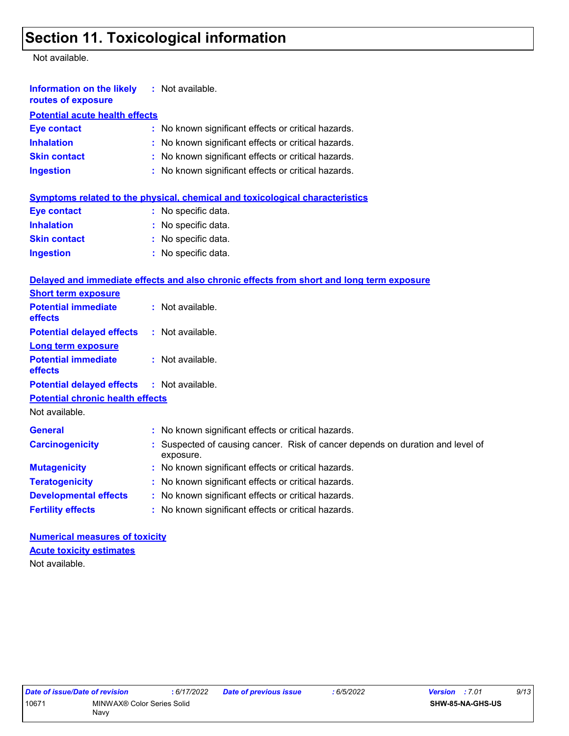# Section 11. Toxicological information

Not available.

**Information on the likely routes of exposure** : Not available.

**Potential acute health effects**

| | |
|---|---|
| **Eye contact** | : No known significant effects or critical hazards. |
| **Inhalation** | : No known significant effects or critical hazards. |
| **Skin contact** | : No known significant effects or critical hazards. |
| **Ingestion** | : No known significant effects or critical hazards. |

**Symptoms related to the physical, chemical and toxicological characteristics**

| | |
|---|---|
| **Eye contact** | : No specific data. |
| **Inhalation** | : No specific data. |
| **Skin contact** | : No specific data. |
| **Ingestion** | : No specific data. |

**Delayed and immediate effects and also chronic effects from short and long term exposure**

**Short term exposure**

| | |
|---|---|
| **Potential immediate effects** | : Not available. |
| **Potential delayed effects** | : Not available. |

**Long term exposure**

| | |
|---|---|
| **Potential immediate effects** | : Not available. |
| **Potential delayed effects** | : Not available. |

**Potential chronic health effects**

Not available.

| | |
|---|---|
| **General** | : No known significant effects or critical hazards. |
| **Carcinogenicity** | : Suspected of causing cancer. Risk of cancer depends on duration and level of exposure. |
| **Mutagenicity** | : No known significant effects or critical hazards. |
| **Teratogenicity** | : No known significant effects or critical hazards. |
| **Developmental effects** | : No known significant effects or critical hazards. |
| **Fertility effects** | : No known significant effects or critical hazards. |

**Numerical measures of toxicity**

**Acute toxicity estimates**

Not available.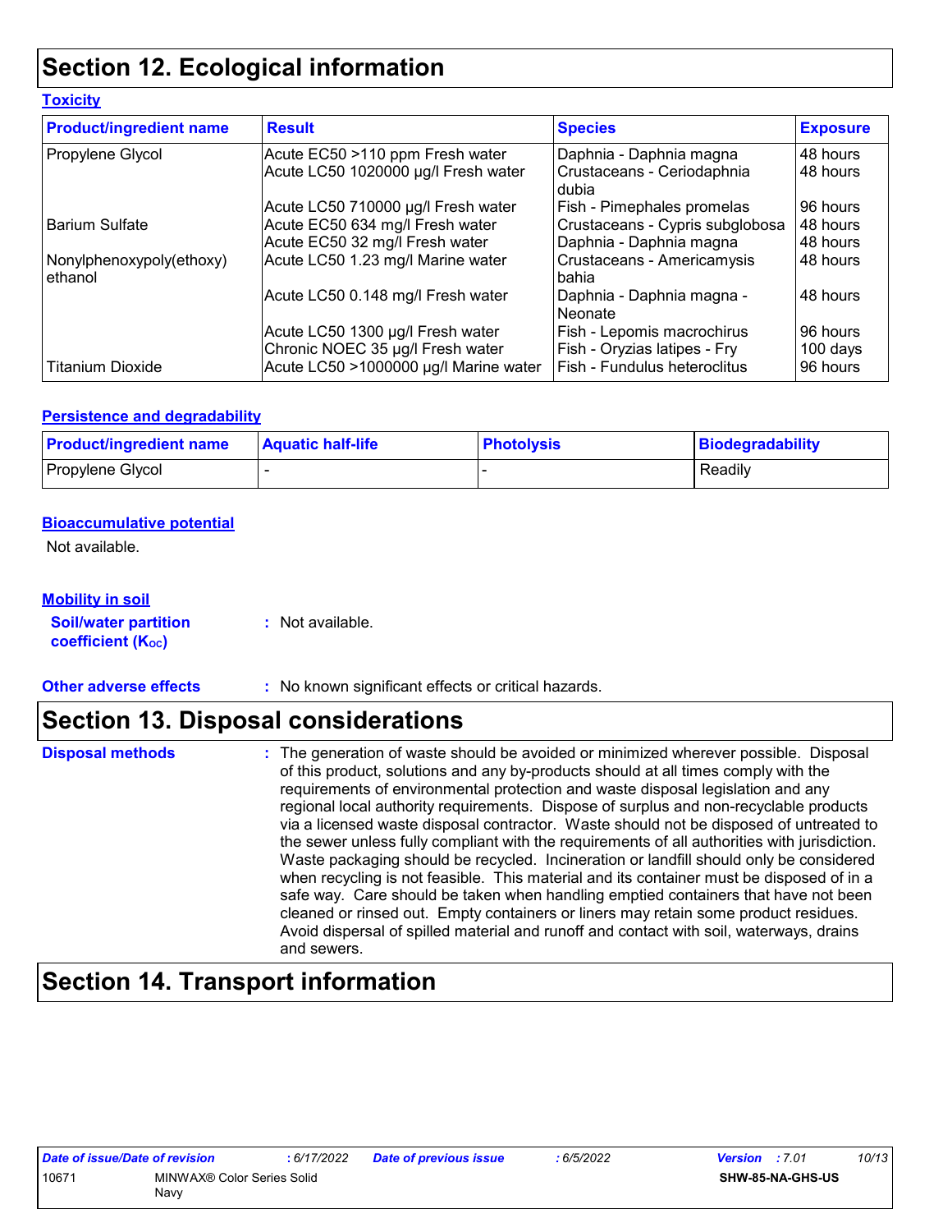# Section 12. Ecological information

### Toxicity

| Product/ingredient name | Result | Species | Exposure |
|---|---|---|---|
| Propylene Glycol | Acute EC50 >110 ppm Fresh water | Daphnia - Daphnia magna | 48 hours |
| | Acute LC50 1020000 µg/l Fresh water | Crustaceans - Ceriodaphnia dubia | 48 hours |
| | Acute LC50 710000 µg/l Fresh water | Fish - Pimephales promelas | 96 hours |
| Barium Sulfate | Acute EC50 634 mg/l Fresh water | Crustaceans - Cypris subglobosa | 48 hours |
| | Acute EC50 32 mg/l Fresh water | Daphnia - Daphnia magna | 48 hours |
| Nonylphenoxypoly(ethoxy) ethanol | Acute LC50 1.23 mg/l Marine water | Crustaceans - Americamysis bahia | 48 hours |
| | Acute LC50 0.148 mg/l Fresh water | Daphnia - Daphnia magna - Neonate | 48 hours |
| | Acute LC50 1300 µg/l Fresh water | Fish - Lepomis macrochirus | 96 hours |
| | Chronic NOEC 35 µg/l Fresh water | Fish - Oryzias latipes - Fry | 100 days |
| Titanium Dioxide | Acute LC50 >1000000 µg/l Marine water | Fish - Fundulus heteroclitus | 96 hours |

### Persistence and degradability

| Product/ingredient name | Aquatic half-life | Photolysis | Biodegradability |
|---|---|---|---|
| Propylene Glycol | - | - | Readily |

### Bioaccumulative potential

Not available.

### Mobility in soil

**Soil/water partition coefficient ($K_{OC}$)** : Not available.

**Other adverse effects** : No known significant effects or critical hazards.

# Section 13. Disposal considerations

**Disposal methods** : The generation of waste should be avoided or minimized wherever possible. Disposal of this product, solutions and any by-products should at all times comply with the requirements of environmental protection and waste disposal legislation and any regional local authority requirements. Dispose of surplus and non-recyclable products via a licensed waste disposal contractor. Waste should not be disposed of untreated to the sewer unless fully compliant with the requirements of all authorities with jurisdiction. Waste packaging should be recycled. Incineration or landfill should only be considered when recycling is not feasible. This material and its container must be disposed of in a safe way. Care should be taken when handling emptied containers that have not been cleaned or rinsed out. Empty containers or liners may retain some product residues. Avoid dispersal of spilled material and runoff and contact with soil, waterways, drains and sewers.

# Section 14. Transport information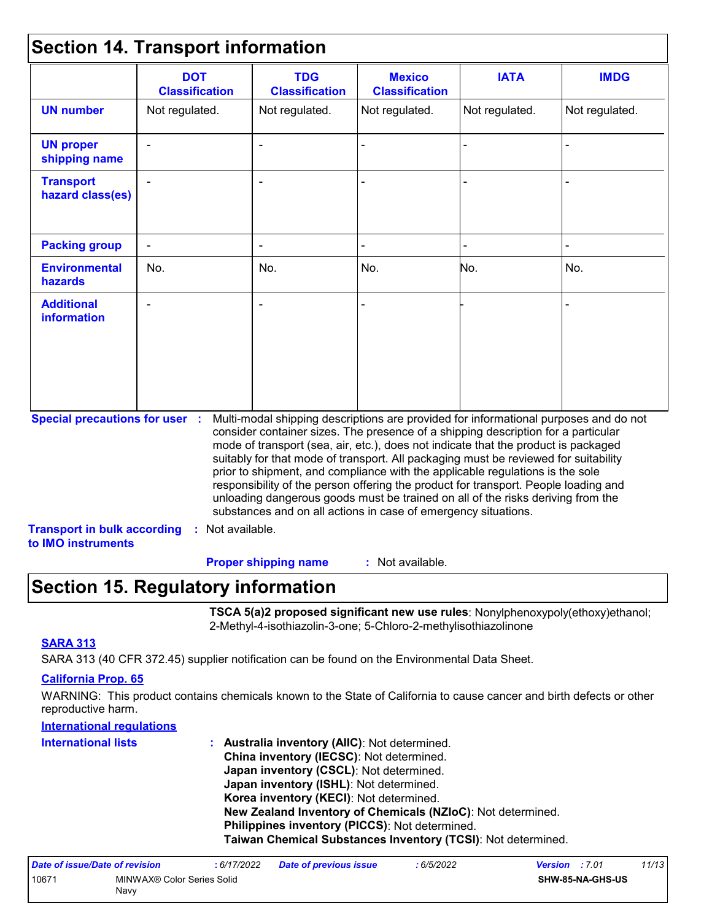## Section 14. Transport information

| | DOT Classification | TDG Classification | Mexico Classification | IATA | IMDG |
|---|---|---|---|---|---|
| **UN number** | Not regulated. | Not regulated. | Not regulated. | Not regulated. | Not regulated. |
| **UN proper shipping name** | - | - | - | - | - |
| **Transport hazard class(es)** | - | - | - | - | - |
| **Packing group** | - | - | - | - | - |
| **Environmental hazards** | No. | No. | No. | No. | No. |
| **Additional information** | - | - | - | - | - |

**Special precautions for user** : Multi-modal shipping descriptions are provided for informational purposes and do not consider container sizes. The presence of a shipping description for a particular mode of transport (sea, air, etc.), does not indicate that the product is packaged suitably for that mode of transport. All packaging must be reviewed for suitability prior to shipment, and compliance with the applicable regulations is the sole responsibility of the person offering the product for transport. People loading and unloading dangerous goods must be trained on all of the risks deriving from the substances and on all actions in case of emergency situations.

**Transport in bulk according to IMO instruments** : Not available.

**Proper shipping name** : Not available.

## Section 15. Regulatory information

**TSCA 5(a)2 proposed significant new use rules**: Nonylphenoxypoly(ethoxy)ethanol; 2-Methyl-4-isothiazolin-3-one; 5-Chloro-2-methylisothiazolinone

**SARA 313**

SARA 313 (40 CFR 372.45) supplier notification can be found on the Environmental Data Sheet.

**California Prop. 65**

WARNING: This product contains chemicals known to the State of California to cause cancer and birth defects or other reproductive harm.

**International regulations**

**International lists** :
**Australia inventory (AIIC)**: Not determined.
**China inventory (IECSC)**: Not determined.
**Japan inventory (CSCL)**: Not determined.
**Japan inventory (ISHL)**: Not determined.
**Korea inventory (KECI)**: Not determined.
**New Zealand Inventory of Chemicals (NZIoC)**: Not determined.
**Philippines inventory (PICCS)**: Not determined.
**Taiwan Chemical Substances Inventory (TCSI)**: Not determined.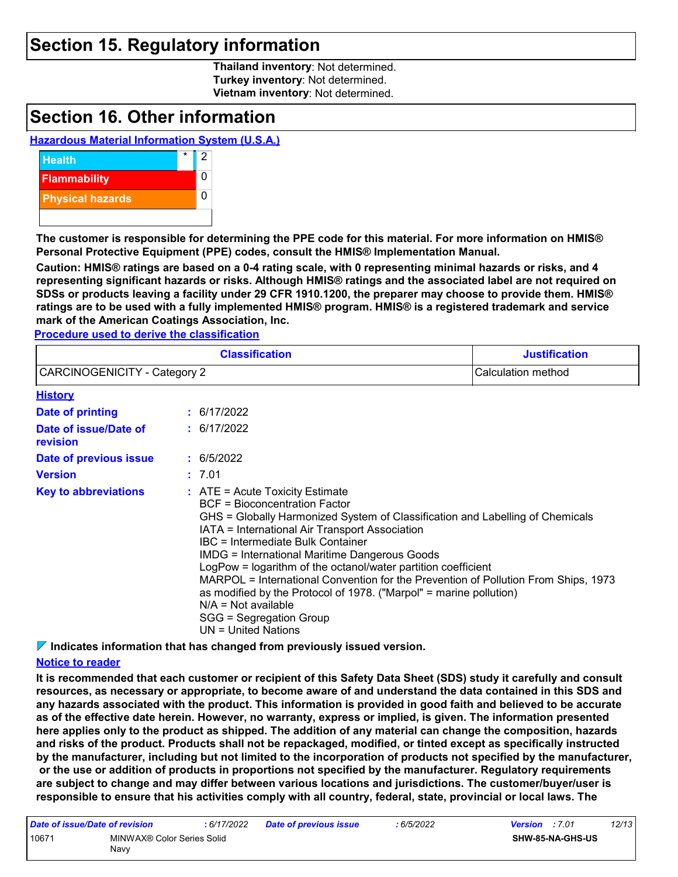# Section 15. Regulatory information

**Thailand inventory**: Not determined.
**Turkey inventory**: Not determined.
**Vietnam inventory**: Not determined.

# Section 16. Other information

**Hazardous Material Information System (U.S.A.)**

| | | |
|---|---|---|
| Health | * | 2 |
| Flammability | | 0 |
| Physical hazards | | 0 |

**The customer is responsible for determining the PPE code for this material. For more information on HMIS® Personal Protective Equipment (PPE) codes, consult the HMIS® Implementation Manual.**

**Caution: HMIS® ratings are based on a 0-4 rating scale, with 0 representing minimal hazards or risks, and 4 representing significant hazards or risks. Although HMIS® ratings and the associated label are not required on SDSs or products leaving a facility under 29 CFR 1910.1200, the preparer may choose to provide them. HMIS® ratings are to be used with a fully implemented HMIS® program. HMIS® is a registered trademark and service mark of the American Coatings Association, Inc.**

**Procedure used to derive the classification**

| Classification | Justification |
|---|---|
| CARCINOGENICITY - Category 2 | Calculation method |

**History**

**Date of printing** : 6/17/2022

**Date of issue/Date of revision** : 6/17/2022

**Date of previous issue** : 6/5/2022

**Version** : 7.01

**Key to abbreviations** :
ATE = Acute Toxicity Estimate
BCF = Bioconcentration Factor
GHS = Globally Harmonized System of Classification and Labelling of Chemicals
IATA = International Air Transport Association
IBC = Intermediate Bulk Container
IMDG = International Maritime Dangerous Goods
LogPow = logarithm of the octanol/water partition coefficient
MARPOL = International Convention for the Prevention of Pollution From Ships, 1973 as modified by the Protocol of 1978. ("Marpol" = marine pollution)
N/A = Not available
SGG = Segregation Group
UN = United Nations

**Indicates information that has changed from previously issued version.**

**Notice to reader**

**It is recommended that each customer or recipient of this Safety Data Sheet (SDS) study it carefully and consult resources, as necessary or appropriate, to become aware of and understand the data contained in this SDS and any hazards associated with the product. This information is provided in good faith and believed to be accurate as of the effective date herein. However, no warranty, express or implied, is given. The information presented here applies only to the product as shipped. The addition of any material can change the composition, hazards and risks of the product. Products shall not be repackaged, modified, or tinted except as specifically instructed by the manufacturer, including but not limited to the incorporation of products not specified by the manufacturer, or the use or addition of products in proportions not specified by the manufacturer. Regulatory requirements are subject to change and may differ between various locations and jurisdictions. The customer/buyer/user is responsible to ensure that his activities comply with all country, federal, state, provincial or local laws. The**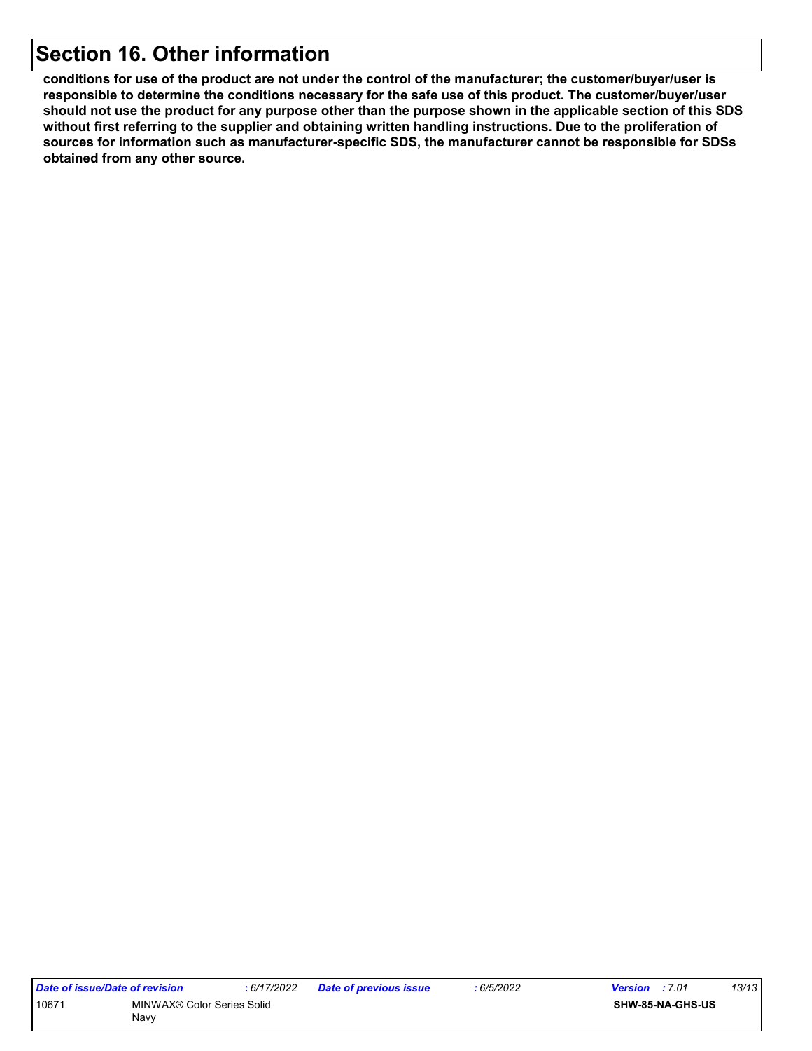# Section 16. Other information

**conditions for use of the product are not under the control of the manufacturer; the customer/buyer/user is responsible to determine the conditions necessary for the safe use of this product. The customer/buyer/user should not use the product for any purpose other than the purpose shown in the applicable section of this SDS without first referring to the supplier and obtaining written handling instructions. Due to the proliferation of sources for information such as manufacturer-specific SDS, the manufacturer cannot be responsible for SDSs obtained from any other source.**